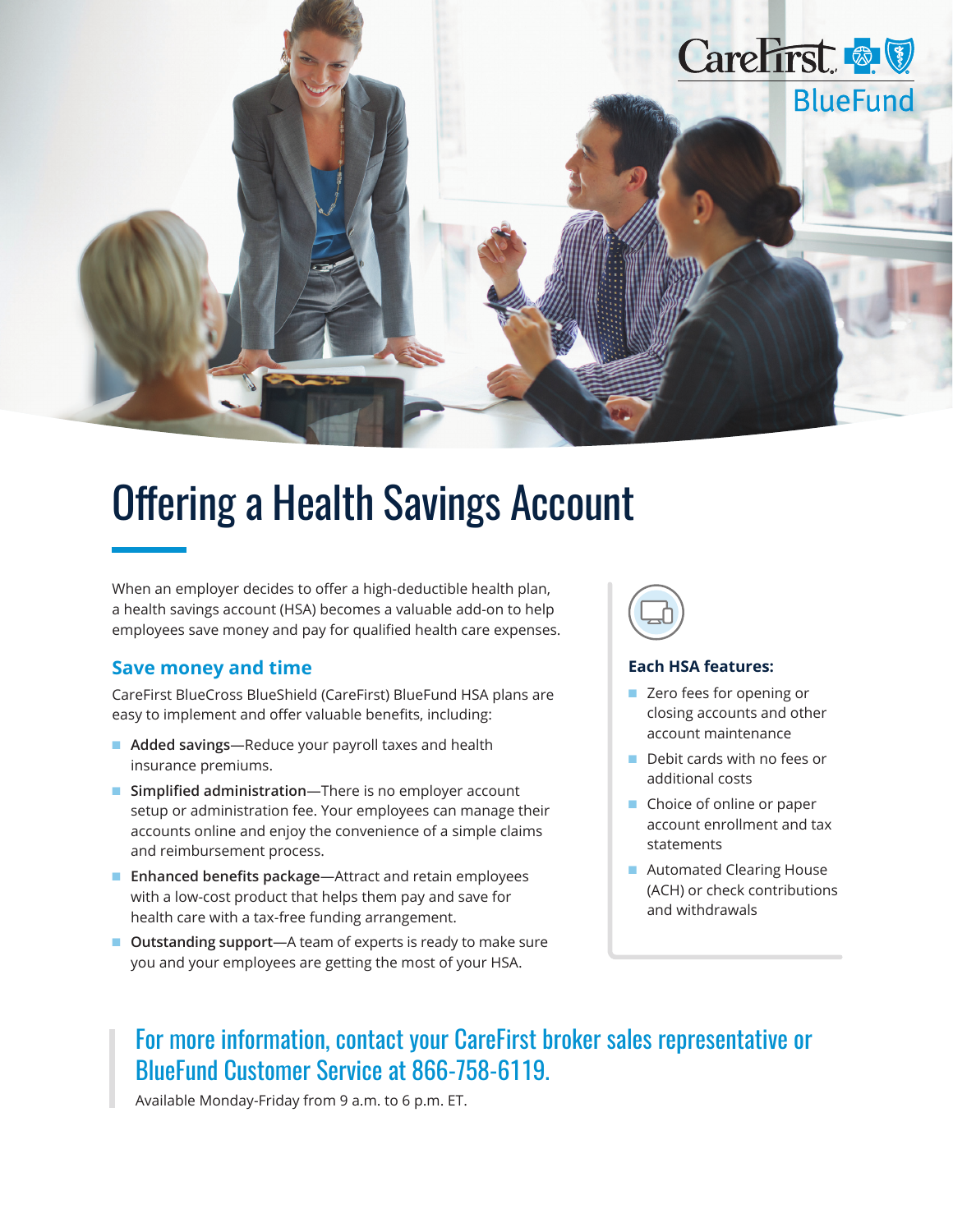CareFirst BlueFund

# Offering a Health Savings Account

When an employer decides to offer a high-deductible health plan, a health savings account (HSA) becomes a valuable add-on to help employees save money and pay for qualified health care expenses.

## Save money and time

CareFirst BlueCross BlueShield (CareFirst) BlueFund HSA plans are easy to implement and offer valuable benefits, including:

- **Added savings**—Reduce your payroll taxes and health insurance premiums.
- **Simplified administration**—There is no employer account setup or administration fee. Your employees can manage their accounts online and enjoy the convenience of a simple claims and reimbursement process.
- **Enhanced benefits package**—Attract and retain employees with a low-cost product that helps them pay and save for health care with a tax-free funding arrangement.
- **Outstanding support**—A team of experts is ready to make sure you and your employees are getting the most of your HSA.

**Each HSA features:**

- Zero fees for opening or closing accounts and other account maintenance
- Debit cards with no fees or additional costs
- Choice of online or paper account enrollment and tax statements
- Automated Clearing House (ACH) or check contributions and withdrawals

## For more information, contact your CareFirst broker sales representative or BlueFund Customer Service at 866-758-6119.

Available Monday-Friday from 9 a.m. to 6 p.m. ET.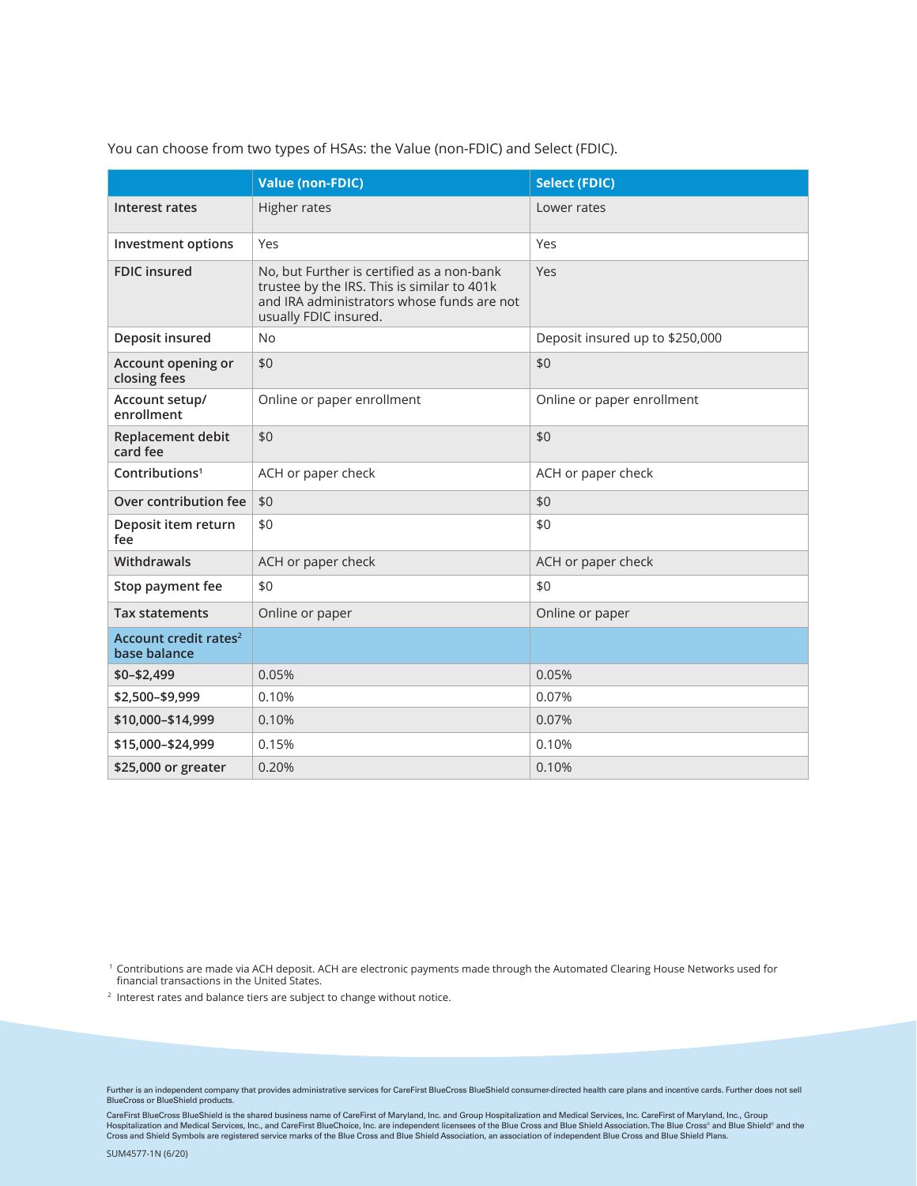You can choose from two types of HSAs: the Value (non-FDIC) and Select (FDIC).

| | Value (non-FDIC) | Select (FDIC) |
|---|---|---|
| Interest rates | Higher rates | Lower rates |
| Investment options | Yes | Yes |
| FDIC insured | No, but Further is certified as a non-bank trustee by the IRS. This is similar to 401k and IRA administrators whose funds are not usually FDIC insured. | Yes |
| Deposit insured | No | Deposit insured up to $250,000 |
| Account opening or closing fees | $0 | $0 |
| Account setup/ enrollment | Online or paper enrollment | Online or paper enrollment |
| Replacement debit card fee | $0 | $0 |
| Contributions[1] | ACH or paper check | ACH or paper check |
| Over contribution fee | $0 | $0 |
| Deposit item return fee | $0 | $0 |
| Withdrawals | ACH or paper check | ACH or paper check |
| Stop payment fee | $0 | $0 |
| Tax statements | Online or paper | Online or paper |
| **Account credit rates[2] base balance** | | |
| $0–$2,499 | 0.05% | 0.05% |
| $2,500–$9,999 | 0.10% | 0.07% |
| $10,000–$14,999 | 0.10% | 0.07% |
| $15,000–$24,999 | 0.15% | 0.10% |
| $25,000 or greater | 0.20% | 0.10% |

[1] Contributions are made via ACH deposit. ACH are electronic payments made through the Automated Clearing House Networks used for financial transactions in the United States.

[2] Interest rates and balance tiers are subject to change without notice.

Further is an independent company that provides administrative services for CareFirst BlueCross BlueShield consumer-directed health care plans and incentive cards. Further does not sell BlueCross or BlueShield products.

CareFirst BlueCross BlueShield is the shared business name of CareFirst of Maryland, Inc. and Group Hospitalization and Medical Services, Inc. CareFirst of Maryland, Inc., Group Hospitalization and Medical Services, Inc., and CareFirst BlueChoice, Inc. are independent licensees of the Blue Cross and Blue Shield Association. The Blue Cross® and Blue Shield® and the Cross and Shield Symbols are registered service marks of the Blue Cross and Blue Shield Association, an association of independent Blue Cross and Blue Shield Plans.

SUM4577-1N (6/20)